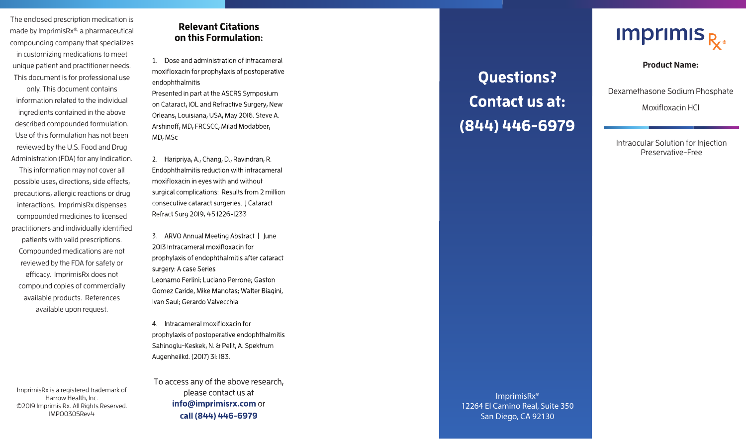The enclosed prescription medication is made by ImprimisRx®, a pharmaceutical compounding company that specializes in customizing medications to meet unique patient and practitioner needs. This document is for professional use only. This document contains information related to the individual ingredients contained in the above described compounded formulation. Use of this formulation has not been reviewed by the U.S. Food and Drug Administration (FDA) for any indication. This information may not cover all possible uses, directions, side effects, precautions, allergic reactions or drug interactions. ImprimisRx dispenses compounded medicines to licensed practitioners and individually identified patients with valid prescriptions. Compounded medications are not reviewed by the FDA for safety or efficacy. ImprimisRx does not compound copies of commercially available products. References available upon request.

ImprimisRx is a registered trademark of Harrow Health, Inc.
©2019 Imprimis Rx. All Rights Reserved.
IMPO0305Rev4

## Relevant Citations on this Formulation:

1. Dose and administration of intracameral moxifloxacin for prophylaxis of postoperative endophthalmitis
Presented in part at the ASCRS Symposium on Cataract, IOL and Refractive Surgery, New Orleans, Louisiana, USA, May 2016. Steve A. Arshinoff, MD, FRCSC, Milad Modabber, MD, MSc

2. Haripriya, A., Chang, D., Ravindran, R. Endophthalmitis reduction with intracameral moxifloxacin in eyes with and without surgical complications: Results from 2 million consecutive cataract surgeries. J Cataract Refract Surg 2019, 45:1226-1233

3. ARVO Annual Meeting Abstract | June 2013 Intracameral moxifloxacin for prophylaxis of endophthalmitis after cataract surgery: A case Series
Leonarno Ferlini; Luciano Perrone; Gaston Gomez Caride, Mike Manotas; Walter Biagini, Ivan Saul; Gerardo Valvecchia

4. Intracameral moxifloxacin for prophylaxis of postoperative endophthalmitis
Sahinoglu-Keskek, N. & Pelit, A. Spektrum Augenheilkd. (2017) 31: 183.

To access any of the above research, please contact us at **info@imprimisrx.com** or **call (844) 446-6979**

## Questions? Contact us at: (844) 446-6979

ImprimisRx®
12264 El Camino Real, Suite 350
San Diego, CA 92130

imprimis Rx®

**Product Name:**

Dexamethasone Sodium Phosphate

Moxifloxacin HCl

Intraocular Solution for Injection
Preservative-Free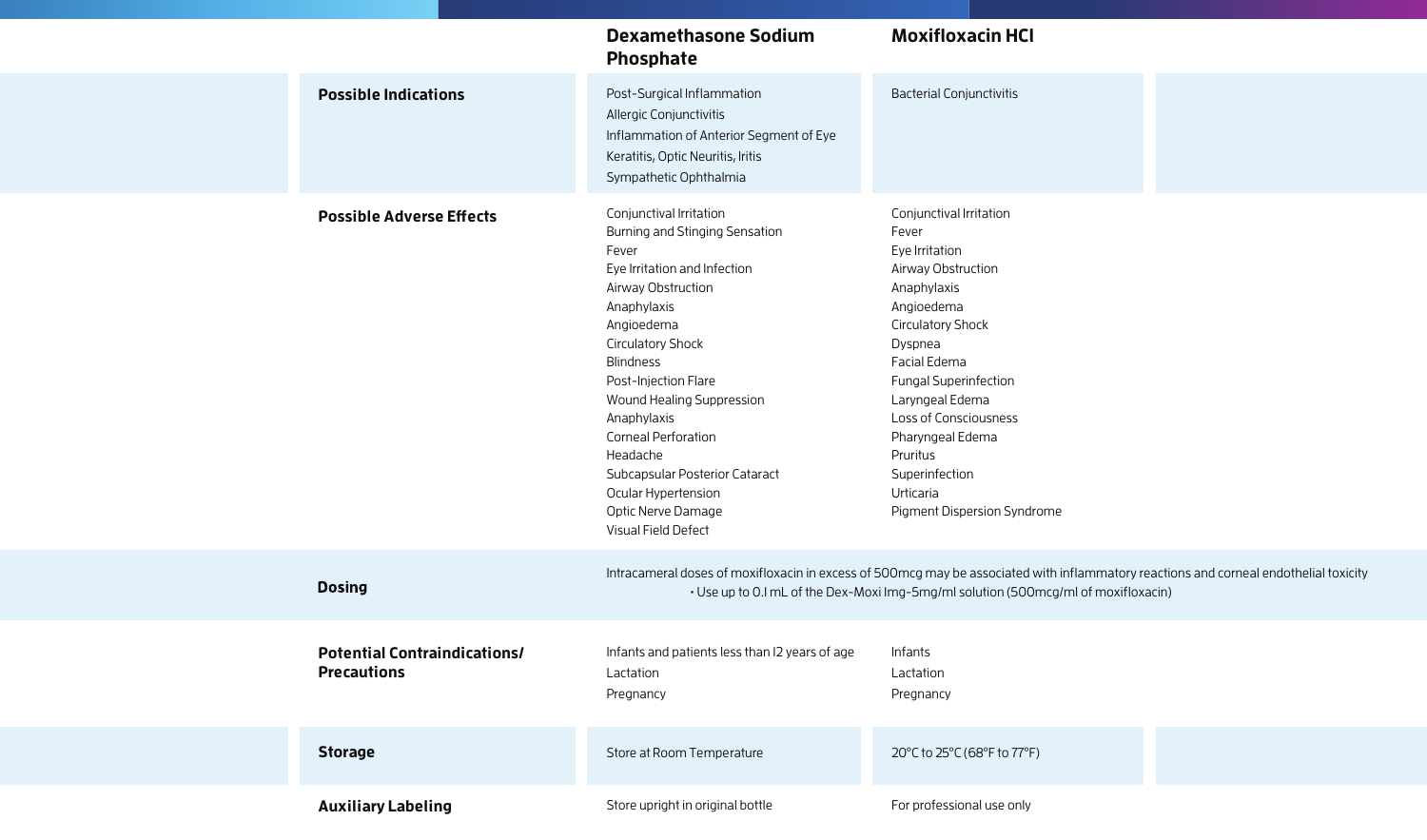| | Dexamethasone Sodium Phosphate | Moxifloxacin HCl |
|---|---|---|
| **Possible Indications** | Post-Surgical Inflammation<br>Allergic Conjunctivitis<br>Inflammation of Anterior Segment of Eye<br>Keratitis, Optic Neuritis, Iritis<br>Sympathetic Ophthalmia | Bacterial Conjunctivitis |
| **Possible Adverse Effects** | Conjunctival Irritation<br>Burning and Stinging Sensation<br>Fever<br>Eye Irritation and Infection<br>Airway Obstruction<br>Anaphylaxis<br>Angioedema<br>Circulatory Shock<br>Blindness<br>Post-Injection Flare<br>Wound Healing Suppression<br>Anaphylaxis<br>Corneal Perforation<br>Headache<br>Subcapsular Posterior Cataract<br>Ocular Hypertension<br>Optic Nerve Damage<br>Visual Field Defect | Conjunctival Irritation<br>Fever<br>Eye Irritation<br>Airway Obstruction<br>Anaphylaxis<br>Angioedema<br>Circulatory Shock<br>Dyspnea<br>Facial Edema<br>Fungal Superinfection<br>Laryngeal Edema<br>Loss of Consciousness<br>Pharyngeal Edema<br>Pruritus<br>Superinfection<br>Urticaria<br>Pigment Dispersion Syndrome |
| **Dosing** | Intracameral doses of moxifloxacin in excess of 500mcg may be associated with inflammatory reactions and corneal endothelial toxicity<br>• Use up to 0.1 mL of the Dex-Moxi 1mg-5mg/ml solution (500mcg/ml of moxifloxacin) | |
| **Potential Contraindications/ Precautions** | Infants and patients less than 12 years of age<br>Lactation<br>Pregnancy | Infants<br>Lactation<br>Pregnancy |
| **Storage** | Store at Room Temperature | 20°C to 25°C (68°F to 77°F) |
| **Auxiliary Labeling** | Store upright in original bottle | For professional use only |